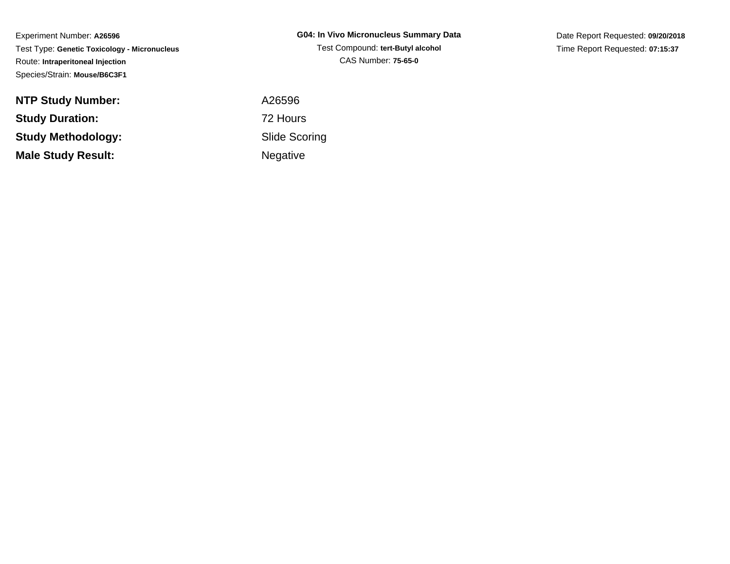Experiment Number: **A26596**
Test Type: **Genetic Toxicology - Micronucleus**
Route: **Intraperitoneal Injection**
Species/Strain: **Mouse/B6C3F1**

**G04: In Vivo Micronucleus Summary Data**
Test Compound: **tert-Butyl alcohol**
CAS Number: **75-65-0**

Date Report Requested: **09/20/2018**
Time Report Requested: **07:15:37**

| | |
|---|---|
| **NTP Study Number:** | A26596 |
| **Study Duration:** | 72 Hours |
| **Study Methodology:** | Slide Scoring |
| **Male Study Result:** | Negative |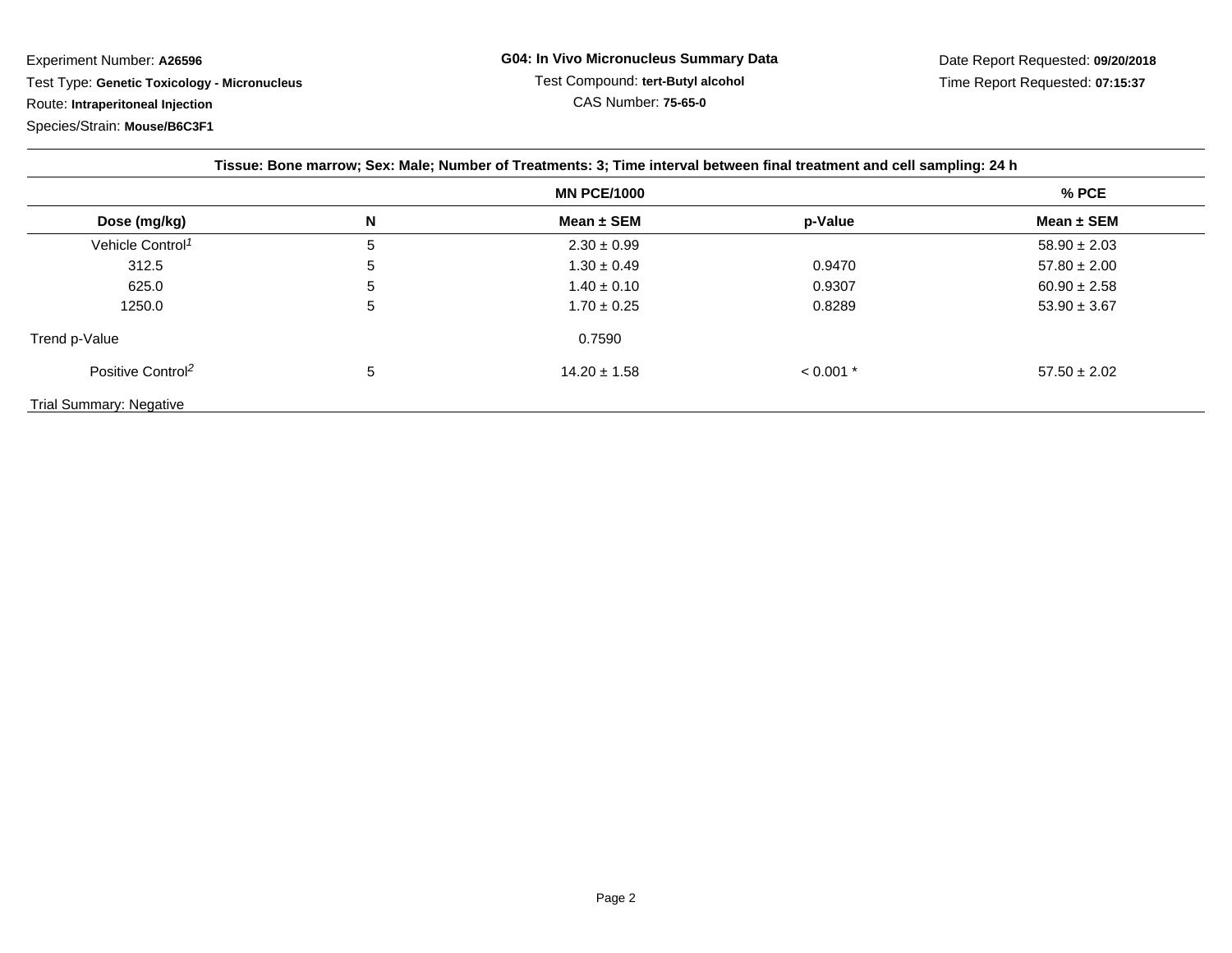Experiment Number: **A26596**

Test Type: **Genetic Toxicology - Micronucleus**

Route: **Intraperitoneal Injection**

Species/Strain: **Mouse/B6C3F1**

**G04: In Vivo Micronucleus Summary Data**

Test Compound: **tert-Butyl alcohol**

CAS Number: **75-65-0**

Date Report Requested: **09/20/2018**

Time Report Requested: **07:15:37**

| Tissue: Bone marrow; Sex: Male; Number of Treatments: 3; Time interval between final treatment and cell sampling: 24 h | | | | |
|---|---|---|---|---|
| | | **MN PCE/1000** | | **% PCE** |
| **Dose (mg/kg)** | **N** | **Mean ± SEM** | **p-Value** | **Mean ± SEM** |
| Vehicle Control[1] | 5 | 2.30 ± 0.99 | | 58.90 ± 2.03 |
| 312.5 | 5 | 1.30 ± 0.49 | 0.9470 | 57.80 ± 2.00 |
| 625.0 | 5 | 1.40 ± 0.10 | 0.9307 | 60.90 ± 2.58 |
| 1250.0 | 5 | 1.70 ± 0.25 | 0.8289 | 53.90 ± 3.67 |
| Trend p-Value | | 0.7590 | | |
| Positive Control[2] | 5 | 14.20 ± 1.58 | < 0.001 * | 57.50 ± 2.02 |

Trial Summary: Negative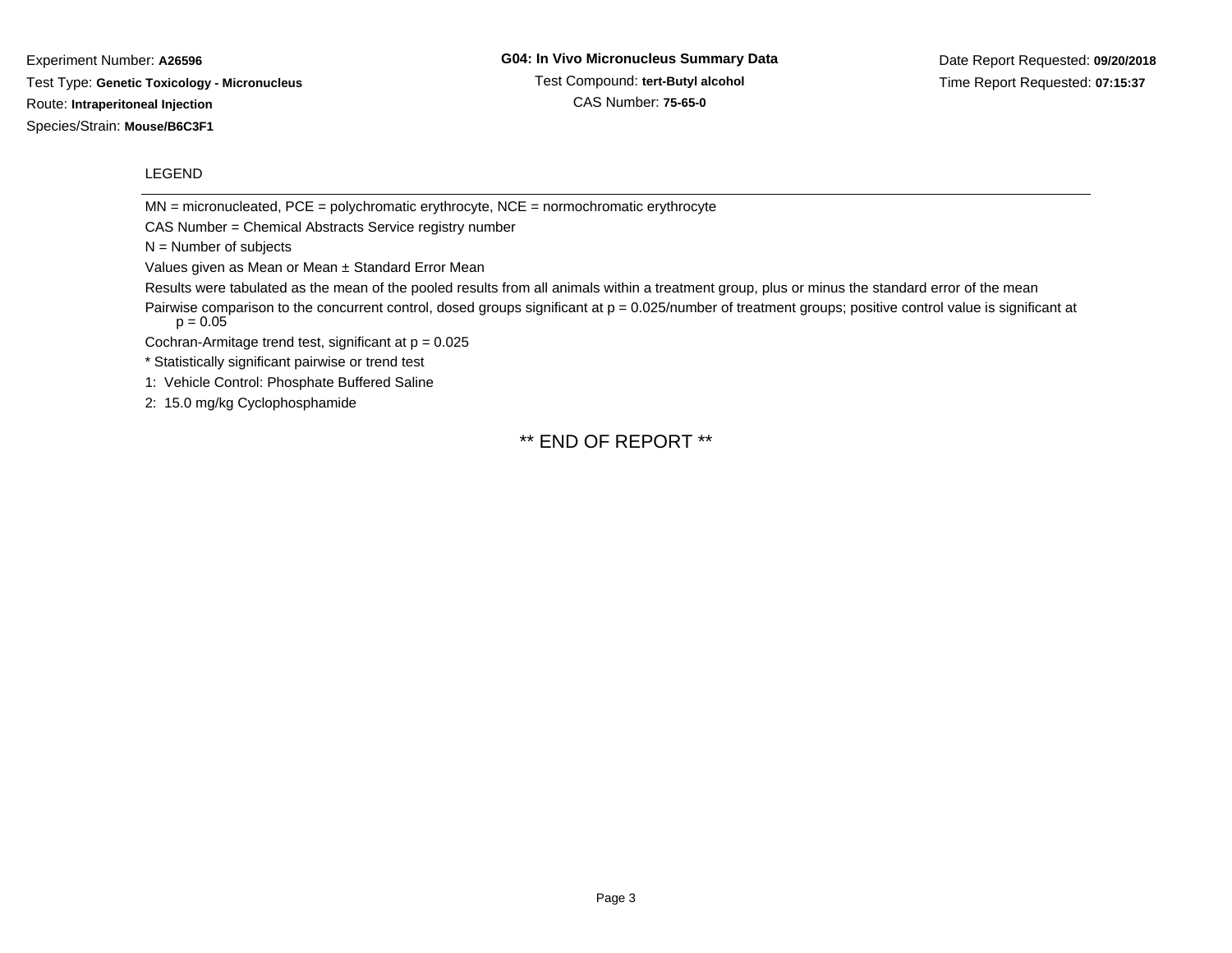Experiment Number: **A26596**

Test Type: **Genetic Toxicology - Micronucleus**

Route: **Intraperitoneal Injection**

Species/Strain: **Mouse/B6C3F1**

**G04: In Vivo Micronucleus Summary Data**

Test Compound: **tert-Butyl alcohol**

CAS Number: **75-65-0**

Date Report Requested: **09/20/2018**

Time Report Requested: **07:15:37**

LEGEND

MN = micronucleated, PCE = polychromatic erythrocyte, NCE = normochromatic erythrocyte

CAS Number = Chemical Abstracts Service registry number

N = Number of subjects

Values given as Mean or Mean ± Standard Error Mean

Results were tabulated as the mean of the pooled results from all animals within a treatment group, plus or minus the standard error of the mean

Pairwise comparison to the concurrent control, dosed groups significant at $p = 0.025$/number of treatment groups; positive control value is significant at $p = 0.05$

Cochran-Armitage trend test, significant at $p = 0.025$

* Statistically significant pairwise or trend test

1: Vehicle Control: Phosphate Buffered Saline

2: 15.0 mg/kg Cyclophosphamide

** END OF REPORT **